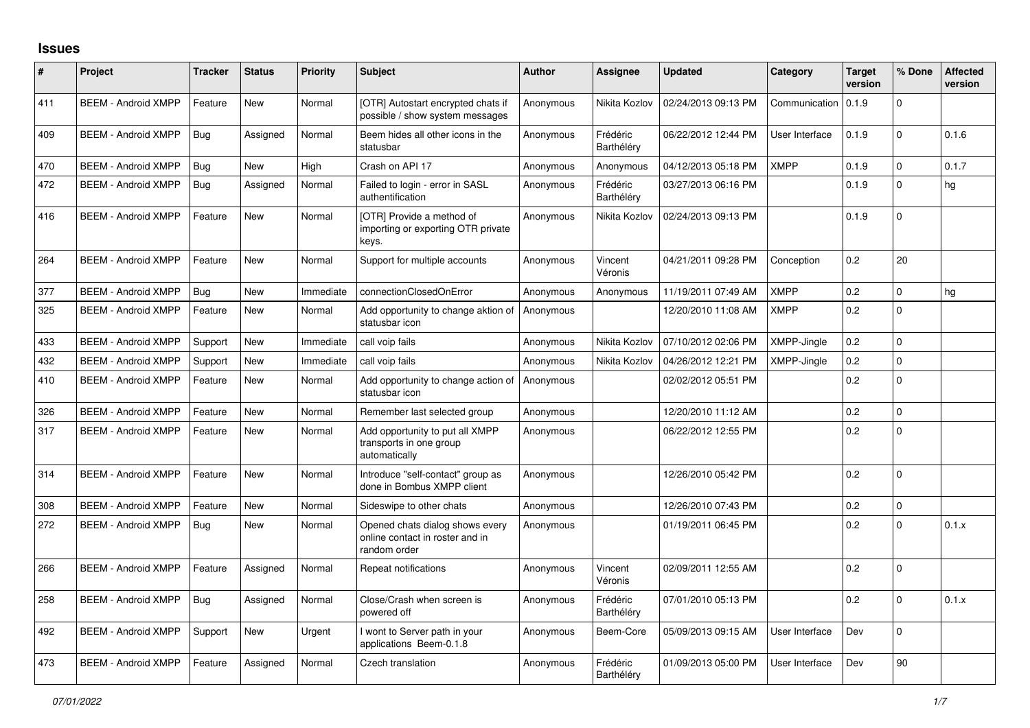## Issues

| # | Project | Tracker | Status | Priority | Subject | Author | Assignee | Updated | Category | Target version | % Done | Affected version |
|---|---|---|---|---|---|---|---|---|---|---|---|---|
| 411 | BEEM - Android XMPP | Feature | New | Normal | [OTR] Autostart encrypted chats if possible / show system messages | Anonymous | Nikita Kozlov | 02/24/2013 09:13 PM | Communication | 0.1.9 | 0 | |
| 409 | BEEM - Android XMPP | Bug | Assigned | Normal | Beem hides all other icons in the statusbar | Anonymous | Frédéric Barthéléry | 06/22/2012 12:44 PM | User Interface | 0.1.9 | 0 | 0.1.6 |
| 470 | BEEM - Android XMPP | Bug | New | High | Crash on API 17 | Anonymous | Anonymous | 04/12/2013 05:18 PM | XMPP | 0.1.9 | 0 | 0.1.7 |
| 472 | BEEM - Android XMPP | Bug | Assigned | Normal | Failed to login - error in SASL authentification | Anonymous | Frédéric Barthéléry | 03/27/2013 06:16 PM | | 0.1.9 | 0 | hg |
| 416 | BEEM - Android XMPP | Feature | New | Normal | [OTR] Provide a method of importing or exporting OTR private keys. | Anonymous | Nikita Kozlov | 02/24/2013 09:13 PM | | 0.1.9 | 0 | |
| 264 | BEEM - Android XMPP | Feature | New | Normal | Support for multiple accounts | Anonymous | Vincent Véronis | 04/21/2011 09:28 PM | Conception | 0.2 | 20 | |
| 377 | BEEM - Android XMPP | Bug | New | Immediate | connectionClosedOnError | Anonymous | Anonymous | 11/19/2011 07:49 AM | XMPP | 0.2 | 0 | hg |
| 325 | BEEM - Android XMPP | Feature | New | Normal | Add opportunity to change aktion of statusbar icon | Anonymous | | 12/20/2010 11:08 AM | XMPP | 0.2 | 0 | |
| 433 | BEEM - Android XMPP | Support | New | Immediate | call voip fails | Anonymous | Nikita Kozlov | 07/10/2012 02:06 PM | XMPP-Jingle | 0.2 | 0 | |
| 432 | BEEM - Android XMPP | Support | New | Immediate | call voip fails | Anonymous | Nikita Kozlov | 04/26/2012 12:21 PM | XMPP-Jingle | 0.2 | 0 | |
| 410 | BEEM - Android XMPP | Feature | New | Normal | Add opportunity to change action of statusbar icon | Anonymous | | 02/02/2012 05:51 PM | | 0.2 | 0 | |
| 326 | BEEM - Android XMPP | Feature | New | Normal | Remember last selected group | Anonymous | | 12/20/2010 11:12 AM | | 0.2 | 0 | |
| 317 | BEEM - Android XMPP | Feature | New | Normal | Add opportunity to put all XMPP transports in one group automatically | Anonymous | | 06/22/2012 12:55 PM | | 0.2 | 0 | |
| 314 | BEEM - Android XMPP | Feature | New | Normal | Introduce "self-contact" group as done in Bombus XMPP client | Anonymous | | 12/26/2010 05:42 PM | | 0.2 | 0 | |
| 308 | BEEM - Android XMPP | Feature | New | Normal | Sideswipe to other chats | Anonymous | | 12/26/2010 07:43 PM | | 0.2 | 0 | |
| 272 | BEEM - Android XMPP | Bug | New | Normal | Opened chats dialog shows every online contact in roster and in random order | Anonymous | | 01/19/2011 06:45 PM | | 0.2 | 0 | 0.1.x |
| 266 | BEEM - Android XMPP | Feature | Assigned | Normal | Repeat notifications | Anonymous | Vincent Véronis | 02/09/2011 12:55 AM | | 0.2 | 0 | |
| 258 | BEEM - Android XMPP | Bug | Assigned | Normal | Close/Crash when screen is powered off | Anonymous | Frédéric Barthéléry | 07/01/2010 05:13 PM | | 0.2 | 0 | 0.1.x |
| 492 | BEEM - Android XMPP | Support | New | Urgent | I wont to Server path in your applications Beem-0.1.8 | Anonymous | Beem-Core | 05/09/2013 09:15 AM | User Interface | Dev | 0 | |
| 473 | BEEM - Android XMPP | Feature | Assigned | Normal | Czech translation | Anonymous | Frédéric Barthéléry | 01/09/2013 05:00 PM | User Interface | Dev | 90 | |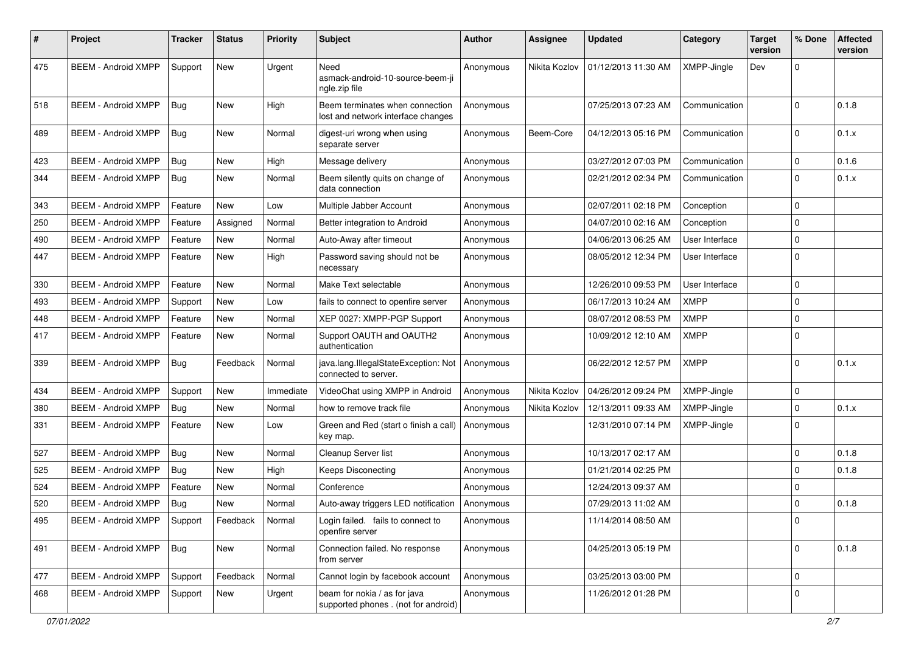| # | Project | Tracker | Status | Priority | Subject | Author | Assignee | Updated | Category | Target version | % Done | Affected version |
|---|---|---|---|---|---|---|---|---|---|---|---|---|
| 475 | BEEM - Android XMPP | Support | New | Urgent | Need asmack-android-10-source-beem-jingle.zip file | Anonymous | Nikita Kozlov | 01/12/2013 11:30 AM | XMPP-Jingle | Dev | 0 | |
| 518 | BEEM - Android XMPP | Bug | New | High | Beem terminates when connection lost and network interface changes | Anonymous | | 07/25/2013 07:23 AM | Communication | | 0 | 0.1.8 |
| 489 | BEEM - Android XMPP | Bug | New | Normal | digest-uri wrong when using separate server | Anonymous | Beem-Core | 04/12/2013 05:16 PM | Communication | | 0 | 0.1.x |
| 423 | BEEM - Android XMPP | Bug | New | High | Message delivery | Anonymous | | 03/27/2012 07:03 PM | Communication | | 0 | 0.1.6 |
| 344 | BEEM - Android XMPP | Bug | New | Normal | Beem silently quits on change of data connection | Anonymous | | 02/21/2012 02:34 PM | Communication | | 0 | 0.1.x |
| 343 | BEEM - Android XMPP | Feature | New | Low | Multiple Jabber Account | Anonymous | | 02/07/2011 02:18 PM | Conception | | 0 | |
| 250 | BEEM - Android XMPP | Feature | Assigned | Normal | Better integration to Android | Anonymous | | 04/07/2010 02:16 AM | Conception | | 0 | |
| 490 | BEEM - Android XMPP | Feature | New | Normal | Auto-Away after timeout | Anonymous | | 04/06/2013 06:25 AM | User Interface | | 0 | |
| 447 | BEEM - Android XMPP | Feature | New | High | Password saving should not be necessary | Anonymous | | 08/05/2012 12:34 PM | User Interface | | 0 | |
| 330 | BEEM - Android XMPP | Feature | New | Normal | Make Text selectable | Anonymous | | 12/26/2010 09:53 PM | User Interface | | 0 | |
| 493 | BEEM - Android XMPP | Support | New | Low | fails to connect to openfire server | Anonymous | | 06/17/2013 10:24 AM | XMPP | | 0 | |
| 448 | BEEM - Android XMPP | Feature | New | Normal | XEP 0027: XMPP-PGP Support | Anonymous | | 08/07/2012 08:53 PM | XMPP | | 0 | |
| 417 | BEEM - Android XMPP | Feature | New | Normal | Support OAUTH and OAUTH2 authentication | Anonymous | | 10/09/2012 12:10 AM | XMPP | | 0 | |
| 339 | BEEM - Android XMPP | Bug | Feedback | Normal | java.lang.IllegalStateException: Not connected to server. | Anonymous | | 06/22/2012 12:57 PM | XMPP | | 0 | 0.1.x |
| 434 | BEEM - Android XMPP | Support | New | Immediate | VideoChat using XMPP in Android | Anonymous | Nikita Kozlov | 04/26/2012 09:24 PM | XMPP-Jingle | | 0 | |
| 380 | BEEM - Android XMPP | Bug | New | Normal | how to remove track file | Anonymous | Nikita Kozlov | 12/13/2011 09:33 AM | XMPP-Jingle | | 0 | 0.1.x |
| 331 | BEEM - Android XMPP | Feature | New | Low | Green and Red (start o finish a call) key map. | Anonymous | | 12/31/2010 07:14 PM | XMPP-Jingle | | 0 | |
| 527 | BEEM - Android XMPP | Bug | New | Normal | Cleanup Server list | Anonymous | | 10/13/2017 02:17 AM | | | 0 | 0.1.8 |
| 525 | BEEM - Android XMPP | Bug | New | High | Keeps Disconecting | Anonymous | | 01/21/2014 02:25 PM | | | 0 | 0.1.8 |
| 524 | BEEM - Android XMPP | Feature | New | Normal | Conference | Anonymous | | 12/24/2013 09:37 AM | | | 0 | |
| 520 | BEEM - Android XMPP | Bug | New | Normal | Auto-away triggers LED notification | Anonymous | | 07/29/2013 11:02 AM | | | 0 | 0.1.8 |
| 495 | BEEM - Android XMPP | Support | Feedback | Normal | Login failed. fails to connect to openfire server | Anonymous | | 11/14/2014 08:50 AM | | | 0 | |
| 491 | BEEM - Android XMPP | Bug | New | Normal | Connection failed. No response from server | Anonymous | | 04/25/2013 05:19 PM | | | 0 | 0.1.8 |
| 477 | BEEM - Android XMPP | Support | Feedback | Normal | Cannot login by facebook account | Anonymous | | 03/25/2013 03:00 PM | | | 0 | |
| 468 | BEEM - Android XMPP | Support | New | Urgent | beam for nokia / as for java supported phones . (not for android) | Anonymous | | 11/26/2012 01:28 PM | | | 0 | |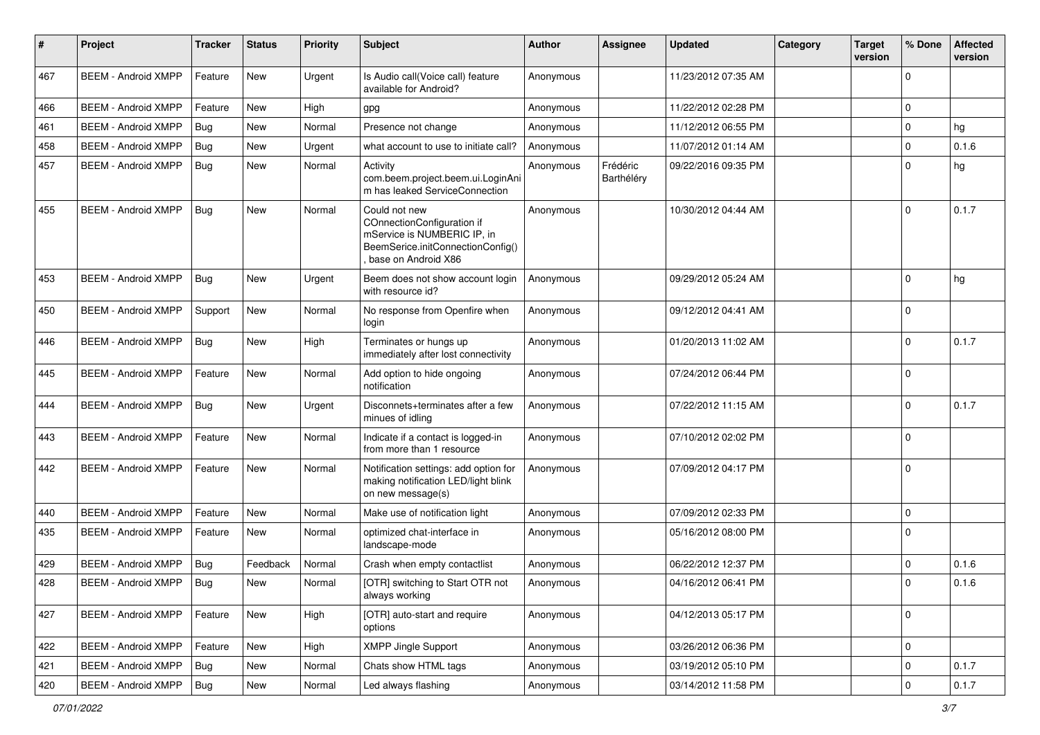| # | Project | Tracker | Status | Priority | Subject | Author | Assignee | Updated | Category | Target version | % Done | Affected version |
|---|---|---|---|---|---|---|---|---|---|---|---|---|
| 467 | BEEM - Android XMPP | Feature | New | Urgent | Is Audio call(Voice call) feature available for Android? | Anonymous | | 11/23/2012 07:35 AM | | | 0 | |
| 466 | BEEM - Android XMPP | Feature | New | High | gpg | Anonymous | | 11/22/2012 02:28 PM | | | 0 | |
| 461 | BEEM - Android XMPP | Bug | New | Normal | Presence not change | Anonymous | | 11/12/2012 06:55 PM | | | 0 | hg |
| 458 | BEEM - Android XMPP | Bug | New | Urgent | what account to use to initiate call? | Anonymous | | 11/07/2012 01:14 AM | | | 0 | 0.1.6 |
| 457 | BEEM - Android XMPP | Bug | New | Normal | Activity com.beem.project.beem.ui.LoginAnim has leaked ServiceConnection | Anonymous | Frédéric Barthéléry | 09/22/2016 09:35 PM | | | 0 | hg |
| 455 | BEEM - Android XMPP | Bug | New | Normal | Could not new COnnectionConfiguration if mService is NUMBERIC IP, in BeemSerice.initConnectionConfig(), base on Android X86 | Anonymous | | 10/30/2012 04:44 AM | | | 0 | 0.1.7 |
| 453 | BEEM - Android XMPP | Bug | New | Urgent | Beem does not show account login with resource id? | Anonymous | | 09/29/2012 05:24 AM | | | 0 | hg |
| 450 | BEEM - Android XMPP | Support | New | Normal | No response from Openfire when login | Anonymous | | 09/12/2012 04:41 AM | | | 0 | |
| 446 | BEEM - Android XMPP | Bug | New | High | Terminates or hungs up immediately after lost connectivity | Anonymous | | 01/20/2013 11:02 AM | | | 0 | 0.1.7 |
| 445 | BEEM - Android XMPP | Feature | New | Normal | Add option to hide ongoing notification | Anonymous | | 07/24/2012 06:44 PM | | | 0 | |
| 444 | BEEM - Android XMPP | Bug | New | Urgent | Disconnets+terminates after a few minues of idling | Anonymous | | 07/22/2012 11:15 AM | | | 0 | 0.1.7 |
| 443 | BEEM - Android XMPP | Feature | New | Normal | Indicate if a contact is logged-in from more than 1 resource | Anonymous | | 07/10/2012 02:02 PM | | | 0 | |
| 442 | BEEM - Android XMPP | Feature | New | Normal | Notification settings: add option for making notification LED/light blink on new message(s) | Anonymous | | 07/09/2012 04:17 PM | | | 0 | |
| 440 | BEEM - Android XMPP | Feature | New | Normal | Make use of notification light | Anonymous | | 07/09/2012 02:33 PM | | | 0 | |
| 435 | BEEM - Android XMPP | Feature | New | Normal | optimized chat-interface in landscape-mode | Anonymous | | 05/16/2012 08:00 PM | | | 0 | |
| 429 | BEEM - Android XMPP | Bug | Feedback | Normal | Crash when empty contactlist | Anonymous | | 06/22/2012 12:37 PM | | | 0 | 0.1.6 |
| 428 | BEEM - Android XMPP | Bug | New | Normal | [OTR] switching to Start OTR not always working | Anonymous | | 04/16/2012 06:41 PM | | | 0 | 0.1.6 |
| 427 | BEEM - Android XMPP | Feature | New | High | [OTR] auto-start and require options | Anonymous | | 04/12/2013 05:17 PM | | | 0 | |
| 422 | BEEM - Android XMPP | Feature | New | High | XMPP Jingle Support | Anonymous | | 03/26/2012 06:36 PM | | | 0 | |
| 421 | BEEM - Android XMPP | Bug | New | Normal | Chats show HTML tags | Anonymous | | 03/19/2012 05:10 PM | | | 0 | 0.1.7 |
| 420 | BEEM - Android XMPP | Bug | New | Normal | Led always flashing | Anonymous | | 03/14/2012 11:58 PM | | | 0 | 0.1.7 |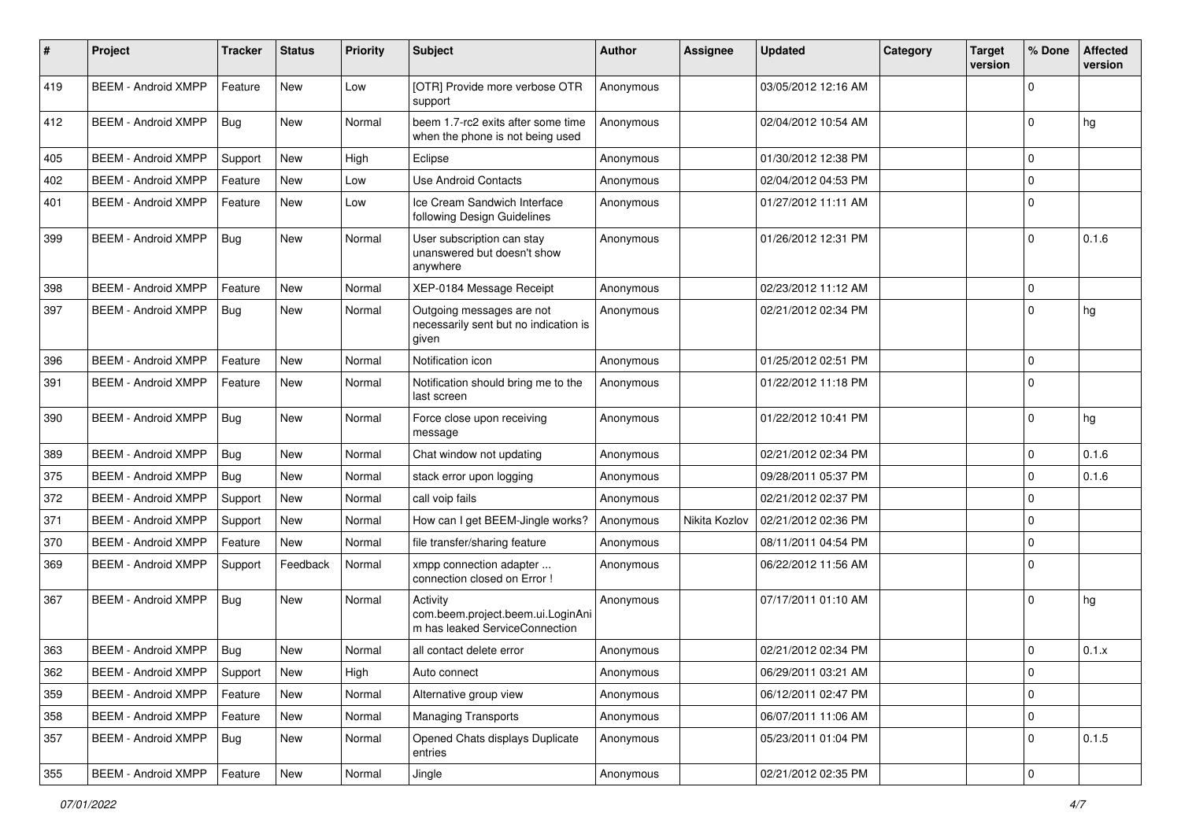| # | Project | Tracker | Status | Priority | Subject | Author | Assignee | Updated | Category | Target version | % Done | Affected version |
|---|---|---|---|---|---|---|---|---|---|---|---|---|
| 419 | BEEM - Android XMPP | Feature | New | Low | [OTR] Provide more verbose OTR support | Anonymous | | 03/05/2012 12:16 AM | | | 0 | |
| 412 | BEEM - Android XMPP | Bug | New | Normal | beem 1.7-rc2 exits after some time when the phone is not being used | Anonymous | | 02/04/2012 10:54 AM | | | 0 | hg |
| 405 | BEEM - Android XMPP | Support | New | High | Eclipse | Anonymous | | 01/30/2012 12:38 PM | | | 0 | |
| 402 | BEEM - Android XMPP | Feature | New | Low | Use Android Contacts | Anonymous | | 02/04/2012 04:53 PM | | | 0 | |
| 401 | BEEM - Android XMPP | Feature | New | Low | Ice Cream Sandwich Interface following Design Guidelines | Anonymous | | 01/27/2012 11:11 AM | | | 0 | |
| 399 | BEEM - Android XMPP | Bug | New | Normal | User subscription can stay unanswered but doesn't show anywhere | Anonymous | | 01/26/2012 12:31 PM | | | 0 | 0.1.6 |
| 398 | BEEM - Android XMPP | Feature | New | Normal | XEP-0184 Message Receipt | Anonymous | | 02/23/2012 11:12 AM | | | 0 | |
| 397 | BEEM - Android XMPP | Bug | New | Normal | Outgoing messages are not necessarily sent but no indication is given | Anonymous | | 02/21/2012 02:34 PM | | | 0 | hg |
| 396 | BEEM - Android XMPP | Feature | New | Normal | Notification icon | Anonymous | | 01/25/2012 02:51 PM | | | 0 | |
| 391 | BEEM - Android XMPP | Feature | New | Normal | Notification should bring me to the last screen | Anonymous | | 01/22/2012 11:18 PM | | | 0 | |
| 390 | BEEM - Android XMPP | Bug | New | Normal | Force close upon receiving message | Anonymous | | 01/22/2012 10:41 PM | | | 0 | hg |
| 389 | BEEM - Android XMPP | Bug | New | Normal | Chat window not updating | Anonymous | | 02/21/2012 02:34 PM | | | 0 | 0.1.6 |
| 375 | BEEM - Android XMPP | Bug | New | Normal | stack error upon logging | Anonymous | | 09/28/2011 05:37 PM | | | 0 | 0.1.6 |
| 372 | BEEM - Android XMPP | Support | New | Normal | call voip fails | Anonymous | | 02/21/2012 02:37 PM | | | 0 | |
| 371 | BEEM - Android XMPP | Support | New | Normal | How can I get BEEM-Jingle works? | Anonymous | Nikita Kozlov | 02/21/2012 02:36 PM | | | 0 | |
| 370 | BEEM - Android XMPP | Feature | New | Normal | file transfer/sharing feature | Anonymous | | 08/11/2011 04:54 PM | | | 0 | |
| 369 | BEEM - Android XMPP | Support | Feedback | Normal | xmpp connection adapter ... connection closed on Error ! | Anonymous | | 06/22/2012 11:56 AM | | | 0 | |
| 367 | BEEM - Android XMPP | Bug | New | Normal | Activity com.beem.project.beem.ui.LoginAnim has leaked ServiceConnection | Anonymous | | 07/17/2011 01:10 AM | | | 0 | hg |
| 363 | BEEM - Android XMPP | Bug | New | Normal | all contact delete error | Anonymous | | 02/21/2012 02:34 PM | | | 0 | 0.1.x |
| 362 | BEEM - Android XMPP | Support | New | High | Auto connect | Anonymous | | 06/29/2011 03:21 AM | | | 0 | |
| 359 | BEEM - Android XMPP | Feature | New | Normal | Alternative group view | Anonymous | | 06/12/2011 02:47 PM | | | 0 | |
| 358 | BEEM - Android XMPP | Feature | New | Normal | Managing Transports | Anonymous | | 06/07/2011 11:06 AM | | | 0 | |
| 357 | BEEM - Android XMPP | Bug | New | Normal | Opened Chats displays Duplicate entries | Anonymous | | 05/23/2011 01:04 PM | | | 0 | 0.1.5 |
| 355 | BEEM - Android XMPP | Feature | New | Normal | Jingle | Anonymous | | 02/21/2012 02:35 PM | | | 0 | |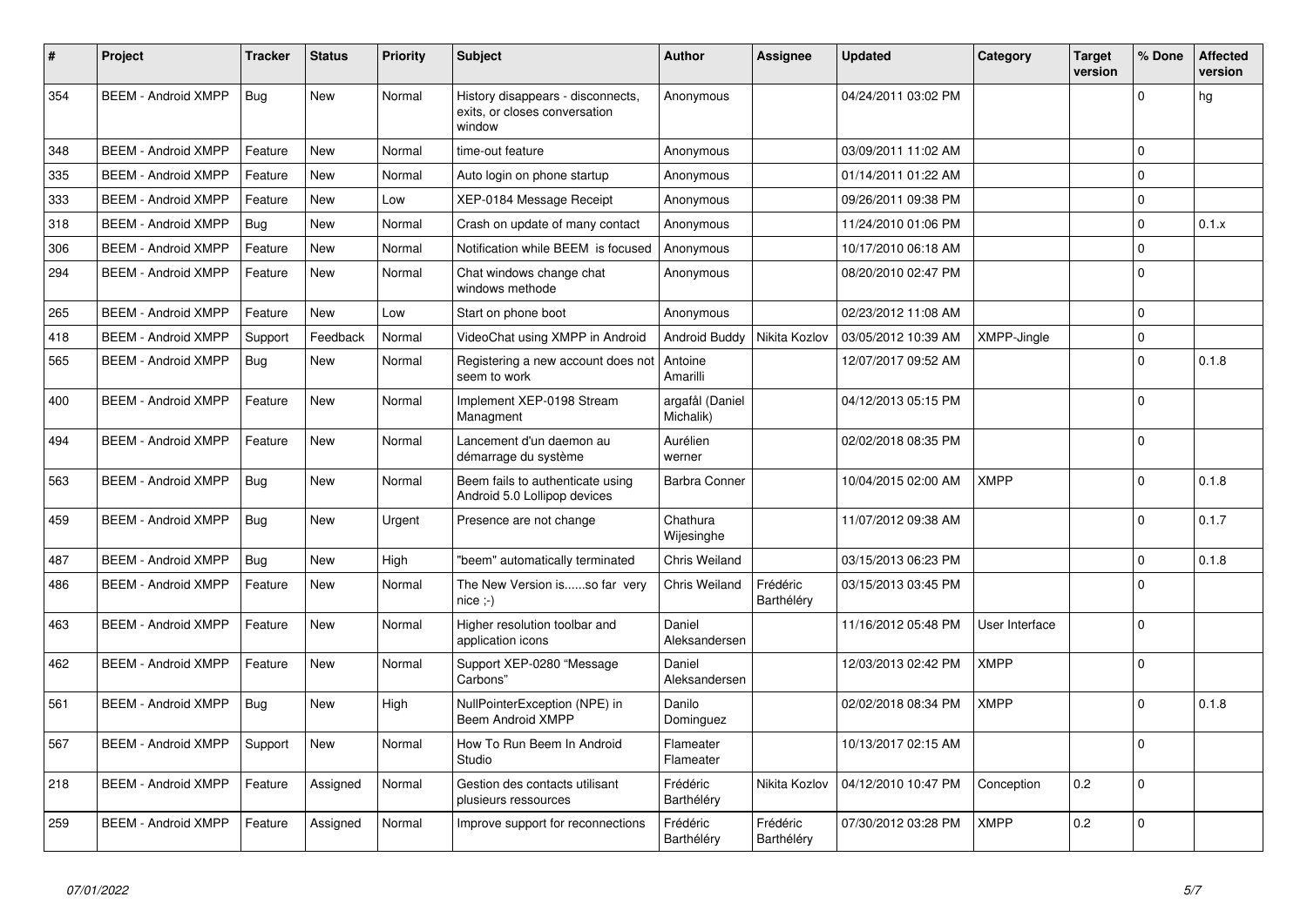| # | Project | Tracker | Status | Priority | Subject | Author | Assignee | Updated | Category | Target version | % Done | Affected version |
|---|---|---|---|---|---|---|---|---|---|---|---|---|
| 354 | BEEM - Android XMPP | Bug | New | Normal | History disappears - disconnects, exits, or closes conversation window | Anonymous | | 04/24/2011 03:02 PM | | | 0 | hg |
| 348 | BEEM - Android XMPP | Feature | New | Normal | time-out feature | Anonymous | | 03/09/2011 11:02 AM | | | 0 | |
| 335 | BEEM - Android XMPP | Feature | New | Normal | Auto login on phone startup | Anonymous | | 01/14/2011 01:22 AM | | | 0 | |
| 333 | BEEM - Android XMPP | Feature | New | Low | XEP-0184 Message Receipt | Anonymous | | 09/26/2011 09:38 PM | | | 0 | |
| 318 | BEEM - Android XMPP | Bug | New | Normal | Crash on update of many contact | Anonymous | | 11/24/2010 01:06 PM | | | 0 | 0.1.x |
| 306 | BEEM - Android XMPP | Feature | New | Normal | Notification while BEEM is focused | Anonymous | | 10/17/2010 06:18 AM | | | 0 | |
| 294 | BEEM - Android XMPP | Feature | New | Normal | Chat windows change chat windows methode | Anonymous | | 08/20/2010 02:47 PM | | | 0 | |
| 265 | BEEM - Android XMPP | Feature | New | Low | Start on phone boot | Anonymous | | 02/23/2012 11:08 AM | | | 0 | |
| 418 | BEEM - Android XMPP | Support | Feedback | Normal | VideoChat using XMPP in Android | Android Buddy | Nikita Kozlov | 03/05/2012 10:39 AM | XMPP-Jingle | | 0 | |
| 565 | BEEM - Android XMPP | Bug | New | Normal | Registering a new account does not seem to work | Antoine Amarilli | | 12/07/2017 09:52 AM | | | 0 | 0.1.8 |
| 400 | BEEM - Android XMPP | Feature | New | Normal | Implement XEP-0198 Stream Managment | argafàl (Daniel Michalik) | | 04/12/2013 05:15 PM | | | 0 | |
| 494 | BEEM - Android XMPP | Feature | New | Normal | Lancement d'un daemon au démarrage du système | Aurélien werner | | 02/02/2018 08:35 PM | | | 0 | |
| 563 | BEEM - Android XMPP | Bug | New | Normal | Beem fails to authenticate using Android 5.0 Lollipop devices | Barbra Conner | | 10/04/2015 02:00 AM | XMPP | | 0 | 0.1.8 |
| 459 | BEEM - Android XMPP | Bug | New | Urgent | Presence are not change | Chathura Wijesinghe | | 11/07/2012 09:38 AM | | | 0 | 0.1.7 |
| 487 | BEEM - Android XMPP | Bug | New | High | "beem" automatically terminated | Chris Weiland | | 03/15/2013 06:23 PM | | | 0 | 0.1.8 |
| 486 | BEEM - Android XMPP | Feature | New | Normal | The New Version is......so far very nice ;-) | Chris Weiland | Frédéric Barthéléry | 03/15/2013 03:45 PM | | | 0 | |
| 463 | BEEM - Android XMPP | Feature | New | Normal | Higher resolution toolbar and application icons | Daniel Aleksandersen | | 11/16/2012 05:48 PM | User Interface | | 0 | |
| 462 | BEEM - Android XMPP | Feature | New | Normal | Support XEP-0280 "Message Carbons" | Daniel Aleksandersen | | 12/03/2013 02:42 PM | XMPP | | 0 | |
| 561 | BEEM - Android XMPP | Bug | New | High | NullPointerException (NPE) in Beem Android XMPP | Danilo Dominguez | | 02/02/2018 08:34 PM | XMPP | | 0 | 0.1.8 |
| 567 | BEEM - Android XMPP | Support | New | Normal | How To Run Beem In Android Studio | Flameater Flameater | | 10/13/2017 02:15 AM | | | 0 | |
| 218 | BEEM - Android XMPP | Feature | Assigned | Normal | Gestion des contacts utilisant plusieurs ressources | Frédéric Barthéléry | Nikita Kozlov | 04/12/2010 10:47 PM | Conception | 0.2 | 0 | |
| 259 | BEEM - Android XMPP | Feature | Assigned | Normal | Improve support for reconnections | Frédéric Barthéléry | Frédéric Barthéléry | 07/30/2012 03:28 PM | XMPP | 0.2 | 0 | |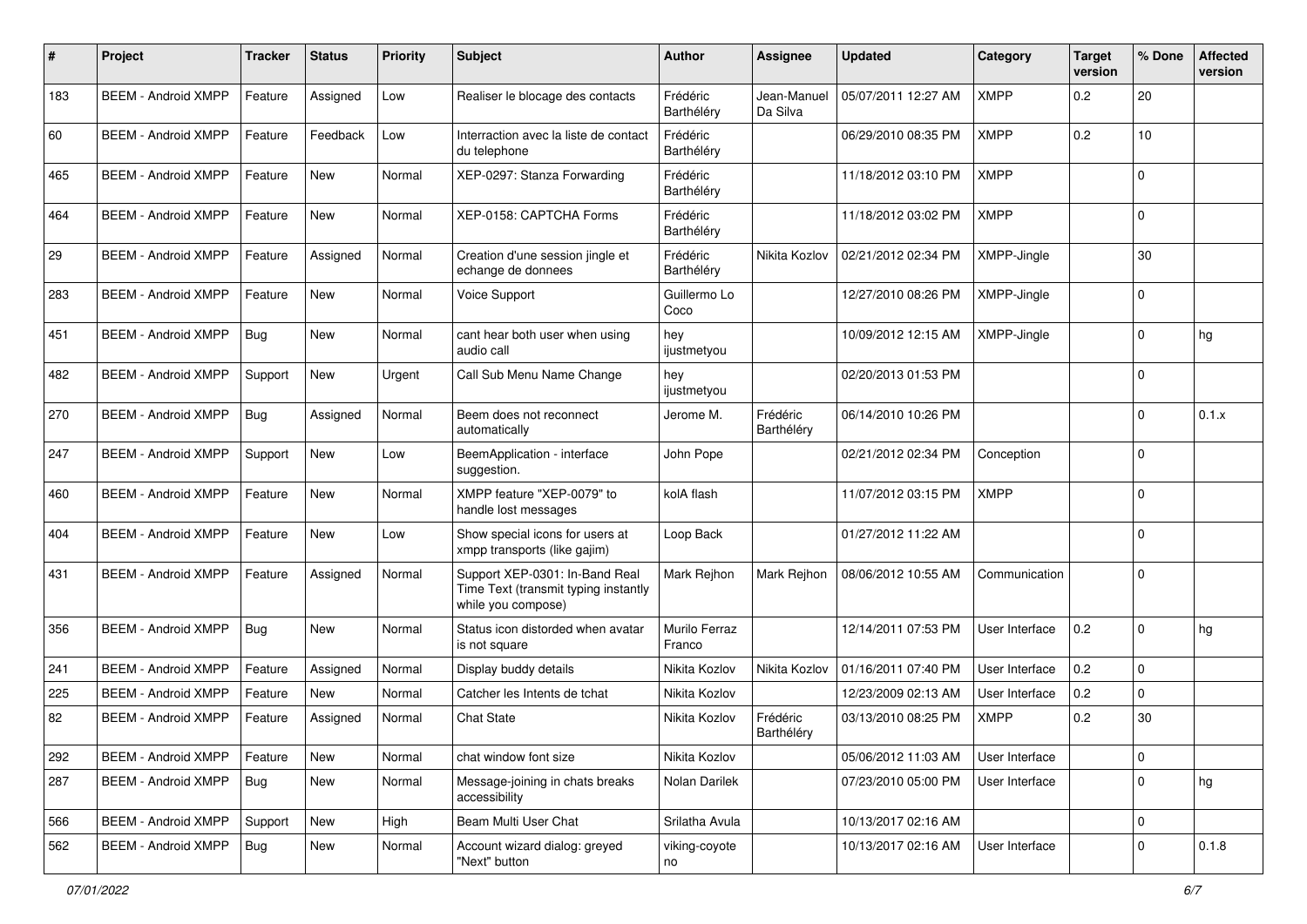| # | Project | Tracker | Status | Priority | Subject | Author | Assignee | Updated | Category | Target version | % Done | Affected version |
|---|---|---|---|---|---|---|---|---|---|---|---|---|
| 183 | BEEM - Android XMPP | Feature | Assigned | Low | Realiser le blocage des contacts | Frédéric Barthéléry | Jean-Manuel Da Silva | 05/07/2011 12:27 AM | XMPP | 0.2 | 20 | |
| 60 | BEEM - Android XMPP | Feature | Feedback | Low | Interraction avec la liste de contact du telephone | Frédéric Barthéléry | | 06/29/2010 08:35 PM | XMPP | 0.2 | 10 | |
| 465 | BEEM - Android XMPP | Feature | New | Normal | XEP-0297: Stanza Forwarding | Frédéric Barthéléry | | 11/18/2012 03:10 PM | XMPP | | 0 | |
| 464 | BEEM - Android XMPP | Feature | New | Normal | XEP-0158: CAPTCHA Forms | Frédéric Barthéléry | | 11/18/2012 03:02 PM | XMPP | | 0 | |
| 29 | BEEM - Android XMPP | Feature | Assigned | Normal | Creation d'une session jingle et echange de donnees | Frédéric Barthéléry | Nikita Kozlov | 02/21/2012 02:34 PM | XMPP-Jingle | | 30 | |
| 283 | BEEM - Android XMPP | Feature | New | Normal | Voice Support | Guillermo Lo Coco | | 12/27/2010 08:26 PM | XMPP-Jingle | | 0 | |
| 451 | BEEM - Android XMPP | Bug | New | Normal | cant hear both user when using audio call | hey ijustmetyou | | 10/09/2012 12:15 AM | XMPP-Jingle | | 0 | hg |
| 482 | BEEM - Android XMPP | Support | New | Urgent | Call Sub Menu Name Change | hey ijustmetyou | | 02/20/2013 01:53 PM | | | 0 | |
| 270 | BEEM - Android XMPP | Bug | Assigned | Normal | Beem does not reconnect automatically | Jerome M. | Frédéric Barthéléry | 06/14/2010 10:26 PM | | | 0 | 0.1.x |
| 247 | BEEM - Android XMPP | Support | New | Low | BeemApplication - interface suggestion. | John Pope | | 02/21/2012 02:34 PM | Conception | | 0 | |
| 460 | BEEM - Android XMPP | Feature | New | Normal | XMPP feature "XEP-0079" to handle lost messages | kolA flash | | 11/07/2012 03:15 PM | XMPP | | 0 | |
| 404 | BEEM - Android XMPP | Feature | New | Low | Show special icons for users at xmpp transports (like gajim) | Loop Back | | 01/27/2012 11:22 AM | | | 0 | |
| 431 | BEEM - Android XMPP | Feature | Assigned | Normal | Support XEP-0301: In-Band Real Time Text (transmit typing instantly while you compose) | Mark Rejhon | Mark Rejhon | 08/06/2012 10:55 AM | Communication | | 0 | |
| 356 | BEEM - Android XMPP | Bug | New | Normal | Status icon distorded when avatar is not square | Murilo Ferraz Franco | | 12/14/2011 07:53 PM | User Interface | 0.2 | 0 | hg |
| 241 | BEEM - Android XMPP | Feature | Assigned | Normal | Display buddy details | Nikita Kozlov | Nikita Kozlov | 01/16/2011 07:40 PM | User Interface | 0.2 | 0 | |
| 225 | BEEM - Android XMPP | Feature | New | Normal | Catcher les Intents de tchat | Nikita Kozlov | | 12/23/2009 02:13 AM | User Interface | 0.2 | 0 | |
| 82 | BEEM - Android XMPP | Feature | Assigned | Normal | Chat State | Nikita Kozlov | Frédéric Barthéléry | 03/13/2010 08:25 PM | XMPP | 0.2 | 30 | |
| 292 | BEEM - Android XMPP | Feature | New | Normal | chat window font size | Nikita Kozlov | | 05/06/2012 11:03 AM | User Interface | | 0 | |
| 287 | BEEM - Android XMPP | Bug | New | Normal | Message-joining in chats breaks accessibility | Nolan Darilek | | 07/23/2010 05:00 PM | User Interface | | 0 | hg |
| 566 | BEEM - Android XMPP | Support | New | High | Beam Multi User Chat | Srilatha Avula | | 10/13/2017 02:16 AM | | | 0 | |
| 562 | BEEM - Android XMPP | Bug | New | Normal | Account wizard dialog: greyed "Next" button | viking-coyote no | | 10/13/2017 02:16 AM | User Interface | | 0 | 0.1.8 |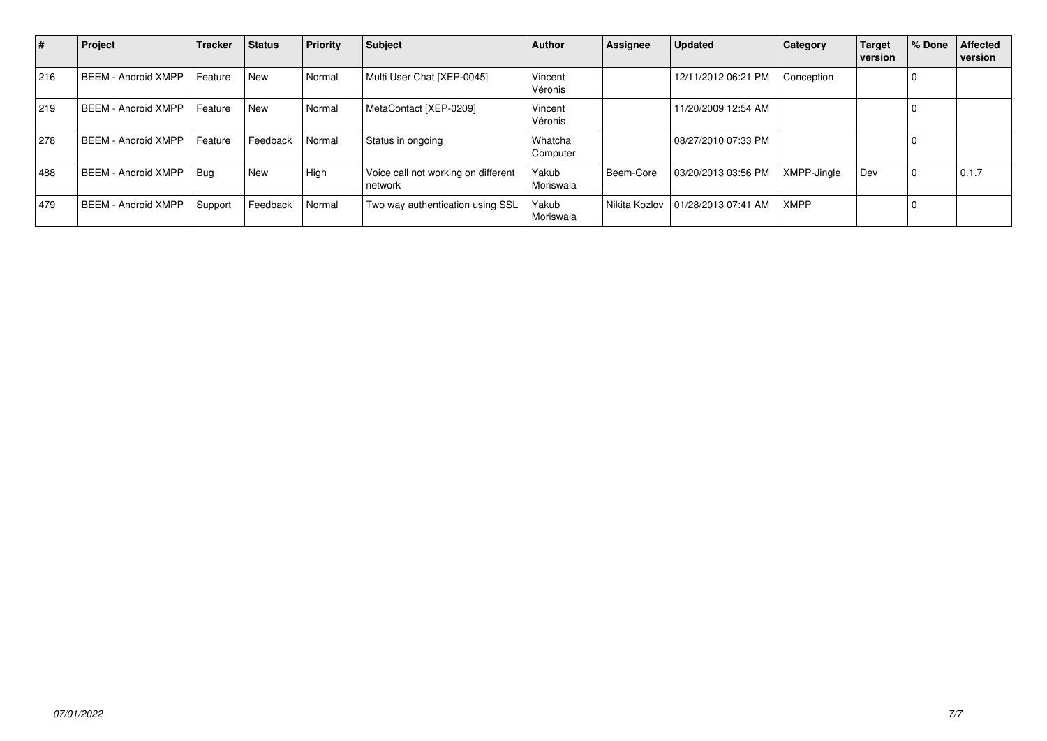| # | Project | Tracker | Status | Priority | Subject | Author | Assignee | Updated | Category | Target version | % Done | Affected version |
|---|---|---|---|---|---|---|---|---|---|---|---|---|
| 216 | BEEM - Android XMPP | Feature | New | Normal | Multi User Chat [XEP-0045] | Vincent Véronis | | 12/11/2012 06:21 PM | Conception | | 0 | |
| 219 | BEEM - Android XMPP | Feature | New | Normal | MetaContact [XEP-0209] | Vincent Véronis | | 11/20/2009 12:54 AM | | | 0 | |
| 278 | BEEM - Android XMPP | Feature | Feedback | Normal | Status in ongoing | Whatcha Computer | | 08/27/2010 07:33 PM | | | 0 | |
| 488 | BEEM - Android XMPP | Bug | New | High | Voice call not working on different network | Yakub Moriswala | Beem-Core | 03/20/2013 03:56 PM | XMPP-Jingle | Dev | 0 | 0.1.7 |
| 479 | BEEM - Android XMPP | Support | Feedback | Normal | Two way authentication using SSL | Yakub Moriswala | Nikita Kozlov | 01/28/2013 07:41 AM | XMPP | | 0 | |

*07/01/2022*